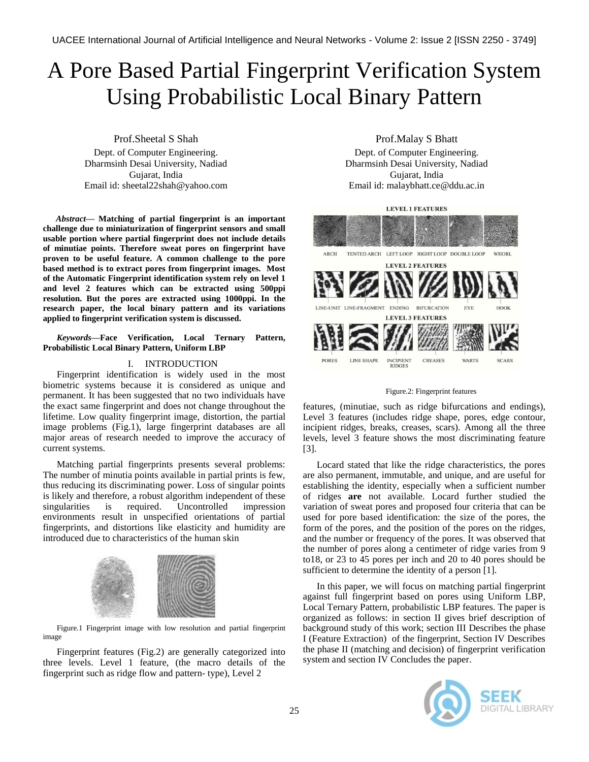# A Pore Based Partial Fingerprint Verification System Using Probabilistic Local Binary Pattern

Prof.Sheetal S Shah
Dept. of Computer Engineering.
Dharmsinh Desai University, Nadiad
Gujarat, India
Email id: sheetal22shah@yahoo.com

Prof.Malay S Bhatt
Dept. of Computer Engineering.
Dharmsinh Desai University, Nadiad
Gujarat, India
Email id: malaybhatt.ce@ddu.ac.in

***Abstract*— Matching of partial fingerprint is an important challenge due to miniaturization of fingerprint sensors and small usable portion where partial fingerprint does not include details of minutiae points. Therefore sweat pores on fingerprint have proven to be useful feature. A common challenge to the pore based method is to extract pores from fingerprint images. Most of the Automatic Fingerprint identification system rely on level 1 and level 2 features which can be extracted using 500ppi resolution. But the pores are extracted using 1000ppi. In the research paper, the local binary pattern and its variations applied to fingerprint verification system is discussed.**

***Keywords*—Face Verification, Local Ternary Pattern, Probabilistic Local Binary Pattern, Uniform LBP**

## I. INTRODUCTION

Fingerprint identification is widely used in the most biometric systems because it is considered as unique and permanent. It has been suggested that no two individuals have the exact same fingerprint and does not change throughout the lifetime. Low quality fingerprint image, distortion, the partial image problems (Fig.1), large fingerprint databases are all major areas of research needed to improve the accuracy of current systems.

Matching partial fingerprints presents several problems: The number of minutia points available in partial prints is few, thus reducing its discriminating power. Loss of singular points is likely and therefore, a robust algorithm independent of these singularities is required. Uncontrolled impression environments result in unspecified orientations of partial fingerprints, and distortions like elasticity and humidity are introduced due to characteristics of the human skin

Figure.1 Fingerprint image with low resolution and partial fingerprint image

Fingerprint features (Fig.2) are generally categorized into three levels. Level 1 feature, (the macro details of the fingerprint such as ridge flow and pattern- type), Level 2 features, (minutiae, such as ridge bifurcations and endings), Level 3 features (includes ridge shape, pores, edge contour, incipient ridges, breaks, creases, scars). Among all the three levels, level 3 feature shows the most discriminating feature [3].

Figure.2: Fingerprint features

Locard stated that like the ridge characteristics, the pores are also permanent, immutable, and unique, and are useful for establishing the identity, especially when a sufficient number of ridges **are** not available. Locard further studied the variation of sweat pores and proposed four criteria that can be used for pore based identification: the size of the pores, the form of the pores, and the position of the pores on the ridges, and the number or frequency of the pores. It was observed that the number of pores along a centimeter of ridge varies from 9 to18, or 23 to 45 pores per inch and 20 to 40 pores should be sufficient to determine the identity of a person [1].

In this paper, we will focus on matching partial fingerprint against full fingerprint based on pores using Uniform LBP, Local Ternary Pattern, probabilistic LBP features. The paper is organized as follows: in section II gives brief description of background study of this work; section III Describes the phase I (Feature Extraction) of the fingerprint, Section IV Describes the phase II (matching and decision) of fingerprint verification system and section IV Concludes the paper.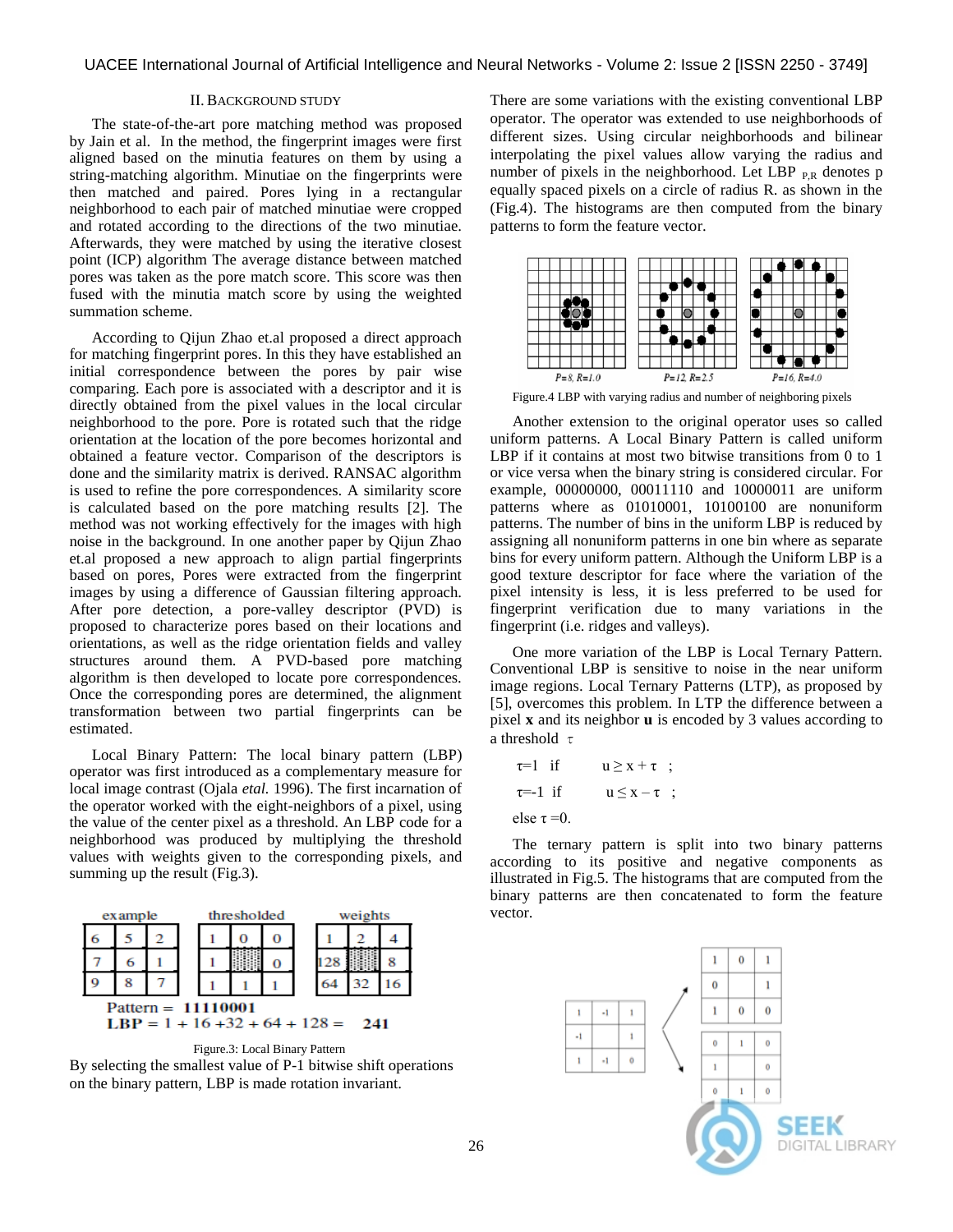## II. BACKGROUND STUDY

The state-of-the-art pore matching method was proposed by Jain et al. In the method, the fingerprint images were first aligned based on the minutia features on them by using a string-matching algorithm. Minutiae on the fingerprints were then matched and paired. Pores lying in a rectangular neighborhood to each pair of matched minutiae were cropped and rotated according to the directions of the two minutiae. Afterwards, they were matched by using the iterative closest point (ICP) algorithm The average distance between matched pores was taken as the pore match score. This score was then fused with the minutia match score by using the weighted summation scheme.

According to Qijun Zhao et.al proposed a direct approach for matching fingerprint pores. In this they have established an initial correspondence between the pores by pair wise comparing. Each pore is associated with a descriptor and it is directly obtained from the pixel values in the local circular neighborhood to the pore. Pore is rotated such that the ridge orientation at the location of the pore becomes horizontal and obtained a feature vector. Comparison of the descriptors is done and the similarity matrix is derived. RANSAC algorithm is used to refine the pore correspondences. A similarity score is calculated based on the pore matching results [2]. The method was not working effectively for the images with high noise in the background. In one another paper by Qijun Zhao et.al proposed a new approach to align partial fingerprints based on pores, Pores were extracted from the fingerprint images by using a difference of Gaussian filtering approach. After pore detection, a pore-valley descriptor (PVD) is proposed to characterize pores based on their locations and orientations, as well as the ridge orientation fields and valley structures around them. A PVD-based pore matching algorithm is then developed to locate pore correspondences. Once the corresponding pores are determined, the alignment transformation between two partial fingerprints can be estimated.

Local Binary Pattern: The local binary pattern (LBP) operator was first introduced as a complementary measure for local image contrast (Ojala *etal.* 1996). The first incarnation of the operator worked with the eight-neighbors of a pixel, using the value of the center pixel as a threshold. An LBP code for a neighborhood was produced by multiplying the threshold values with weights given to the corresponding pixels, and summing up the result (Fig.3).

| example | | | | thresholded | | | | weights | | |
|---|---|---|---|---|---|---|---|---|---|---|
| 6 | 5 | 2 | | 1 | 0 | 0 | | 1 | 2 | 4 |
| 7 | 6 | 1 | | 1 | | 0 | | 128 | | 8 |
| 9 | 8 | 7 | | 1 | 1 | 1 | | 64 | 32 | 16 |

Pattern = **11110001**
LBP = 1 + 16 +32 + 64 + 128 = **241**

Figure.3: Local Binary Pattern

By selecting the smallest value of P-1 bitwise shift operations on the binary pattern, LBP is made rotation invariant.

There are some variations with the existing conventional LBP operator. The operator was extended to use neighborhoods of different sizes. Using circular neighborhoods and bilinear interpolating the pixel values allow varying the radius and number of pixels in the neighborhood. Let $LBP_{P,R}$ denotes p equally spaced pixels on a circle of radius R. as shown in the (Fig.4). The histograms are then computed from the binary patterns to form the feature vector.

$P=8, R=1.0$ $P=12, R=2.5$ $P=16, R=4.0$

Figure.4 LBP with varying radius and number of neighboring pixels

Another extension to the original operator uses so called uniform patterns. A Local Binary Pattern is called uniform LBP if it contains at most two bitwise transitions from 0 to 1 or vice versa when the binary string is considered circular. For example, 00000000, 00011110 and 10000011 are uniform patterns where as 01010001, 10100100 are nonuniform patterns. The number of bins in the uniform LBP is reduced by assigning all nonuniform patterns in one bin where as separate bins for every uniform pattern. Although the Uniform LBP is a good texture descriptor for face where the variation of the pixel intensity is less, it is less preferred to be used for fingerprint verification due to many variations in the fingerprint (i.e. ridges and valleys).

One more variation of the LBP is Local Ternary Pattern. Conventional LBP is sensitive to noise in the near uniform image regions. Local Ternary Patterns (LTP), as proposed by [5], overcomes this problem. In LTP the difference between a pixel **x** and its neighbor **u** is encoded by 3 values according to a threshold $\tau$

$\tau=1$ if $u \geq x + \tau$ ;

$\tau=-1$ if $u \leq x - \tau$ ;

else $\tau = 0$.

The ternary pattern is split into two binary patterns according to its positive and negative components as illustrated in Fig.5. The histograms that are computed from the binary patterns are then concatenated to form the feature vector.

| 1 | -1 | 1 |
|---|---|---|
| -1 | | 1 |
| 1 | -1 | 0 |

| 1 | 0 | 1 |
|---|---|---|
| 0 | | 1 |
| 1 | 0 | 0 |

| 0 | 1 | 0 |
|---|---|---|
| 1 | | 0 |
| 0 | 1 | 0 |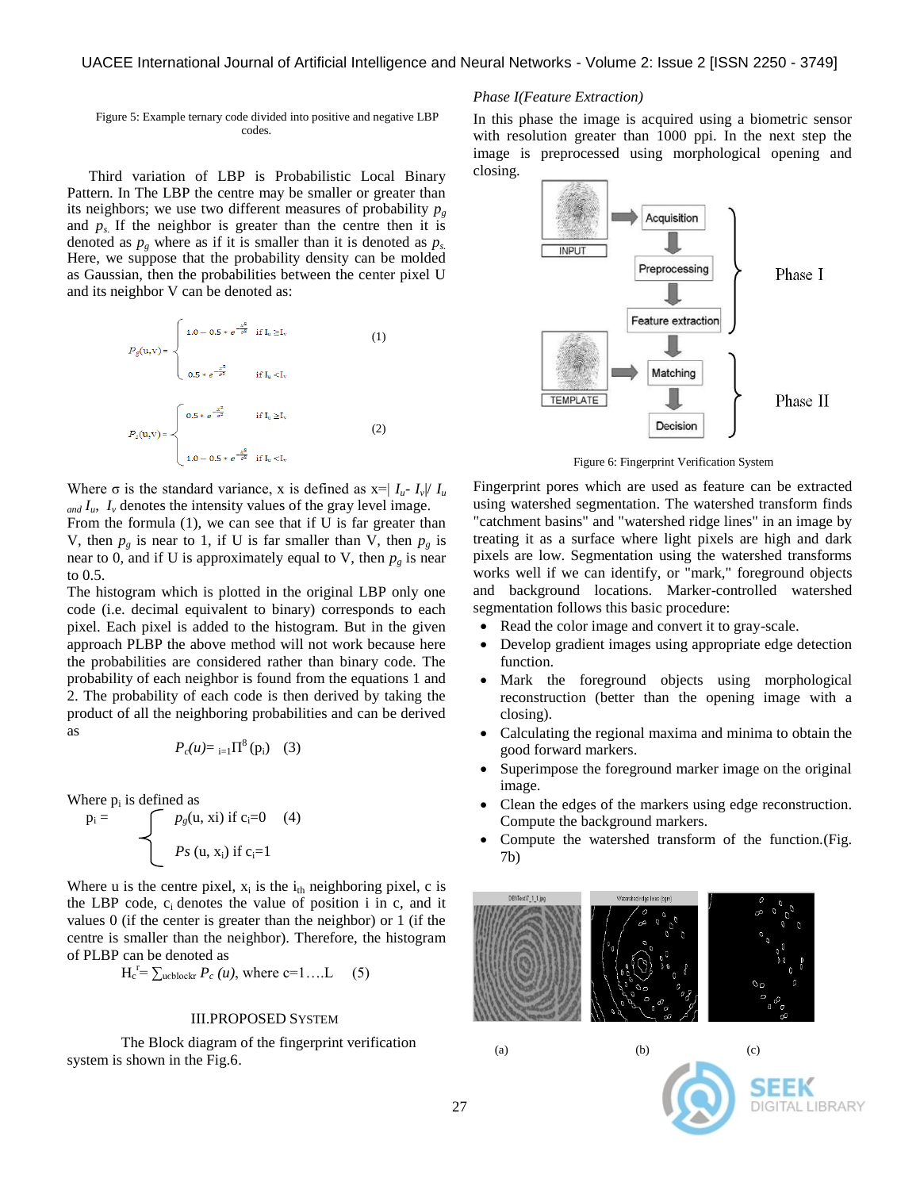Figure 5: Example ternary code divided into positive and negative LBP codes.

Third variation of LBP is Probabilistic Local Binary Pattern. In The LBP the centre may be smaller or greater than its neighbors; we use two different measures of probability $p_g$ and $p_s$. If the neighbor is greater than the centre then it is denoted as $p_g$ where as if it is smaller than it is denoted as $p_s$. Here, we suppose that the probability density can be molded as Gaussian, then the probabilities between the center pixel U and its neighbor V can be denoted as:

$$P_g(u,v) = \begin{cases} 1.0 - 0.5 * e^{-\frac{x^2}{\sigma^2}} & \text{if } I_u \geq I_v \\ 0.5 * e^{-\frac{x^2}{\sigma^2}} & \text{if } I_u < I_v \end{cases} \quad (1)$$

$$P_s(u,v) = \begin{cases} 0.5 * e^{-\frac{x^2}{\sigma^2}} & \text{if } I_u \geq I_v \\ 1.0 - 0.5 * e^{-\frac{x^2}{\sigma^2}} & \text{if } I_u < I_v \end{cases} \quad (2)$$

Where σ is the standard variance, x is defined as $x = |I_u - I_v| / I_u$ and $I_u$, $I_v$ denotes the intensity values of the gray level image. From the formula (1), we can see that if U is far greater than V, then $p_g$ is near to 1, if U is far smaller than V, then $p_g$ is near to 0, and if U is approximately equal to V, then $p_g$ is near to 0.5.

The histogram which is plotted in the original LBP only one code (i.e. decimal equivalent to binary) corresponds to each pixel. Each pixel is added to the histogram. But in the given approach PLBP the above method will not work because here the probabilities are considered rather than binary code. The probability of each neighbor is found from the equations 1 and 2. The probability of each code is then derived by taking the product of all the neighboring probabilities and can be derived as

$$P_c(u) = \prod_{i=1}^{8} (p_i) \quad (3)$$

Where $p_i$ is defined as

$$p_i = \begin{cases} p_g(u, xi) \text{ if } c_i = 0 \\ Ps(u, x_i) \text{ if } c_i = 1 \end{cases} \quad (4)$$

Where u is the centre pixel, $x_i$ is the $i_{th}$ neighboring pixel, c is the LBP code, $c_i$ denotes the value of position i in c, and it values 0 (if the center is greater than the neighbor) or 1 (if the centre is smaller than the neighbor). Therefore, the histogram of PLBP can be denoted as

$$H_c^r = \sum_{u \in blockr} P_c(u), \text{ where } c = 1....L \quad (5)$$

## III. Proposed System

The Block diagram of the fingerprint verification system is shown in the Fig.6.

*Phase I(Feature Extraction)*

In this phase the image is acquired using a biometric sensor with resolution greater than 1000 ppi. In the next step the image is preprocessed using morphological opening and closing.

Figure 6: Fingerprint Verification System

Fingerprint pores which are used as feature can be extracted using watershed segmentation. The watershed transform finds "catchment basins" and "watershed ridge lines" in an image by treating it as a surface where light pixels are high and dark pixels are low. Segmentation using the watershed transforms works well if we can identify, or "mark," foreground objects and background locations. Marker-controlled watershed segmentation follows this basic procedure:

- Read the color image and convert it to gray-scale.
- Develop gradient images using appropriate edge detection function.
- Mark the foreground objects using morphological reconstruction (better than the opening image with a closing).
- Calculating the regional maxima and minima to obtain the good forward markers.
- Superimpose the foreground marker image on the original image.
- Clean the edges of the markers using edge reconstruction. Compute the background markers.
- Compute the watershed transform of the function.(Fig. 7b)

(a) (b) (c)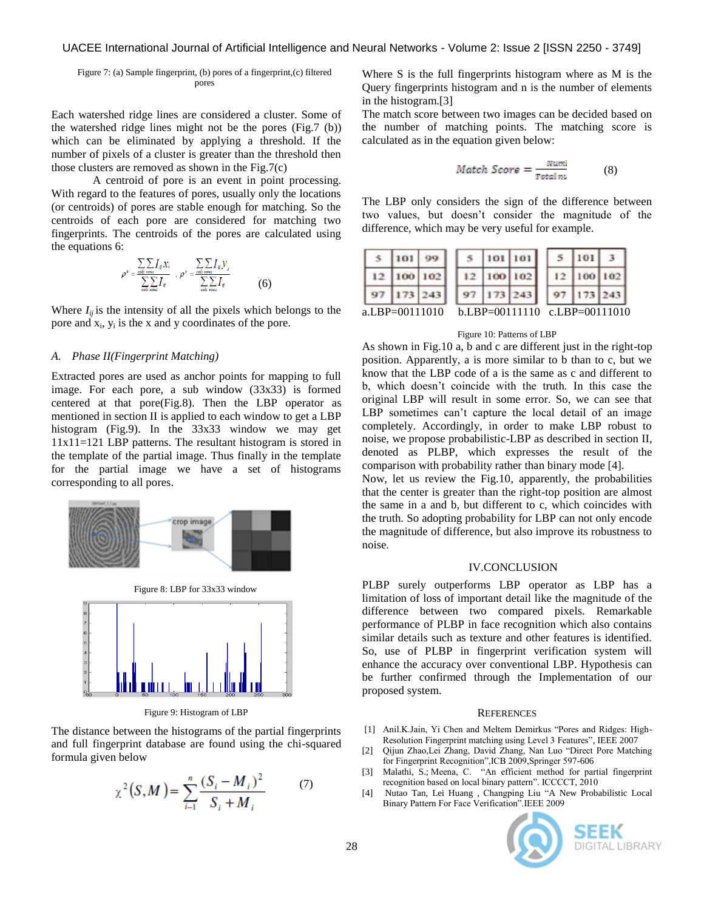Figure 7: (a) Sample fingerprint, (b) pores of a fingerprint,(c) filtered pores

Each watershed ridge lines are considered a cluster. Some of the watershed ridge lines might not be the pores (Fig.7 (b)) which can be eliminated by applying a threshold. If the number of pixels of a cluster is greater than the threshold then those clusters are removed as shown in the Fig.7(c)

A centroid of pore is an event in point processing. With regard to the features of pores, usually only the locations (or centroids) of pores are stable enough for matching. So the centroids of each pore are considered for matching two fingerprints. The centroids of the pores are calculated using the equations 6:

$$\rho^x = \frac{\sum_{cols}\sum_{rows} I_{ij} x_i}{\sum_{cols}\sum_{rows} I_{ij}} , \rho^y = \frac{\sum_{cols}\sum_{rows} I_{ij} y_j}{\sum_{cols}\sum_{rows} I_{ij}} \qquad (6)$$

Where $I_{ij}$ is the intensity of all the pixels which belongs to the pore and $x_i$, $y_i$ is the x and y coordinates of the pore.

### *A. Phase II(Fingerprint Matching)*

Extracted pores are used as anchor points for mapping to full image. For each pore, a sub window (33x33) is formed centered at that pore(Fig.8). Then the LBP operator as mentioned in section II is applied to each window to get a LBP histogram (Fig.9). In the 33x33 window we may get 11x11=121 LBP patterns. The resultant histogram is stored in the template of the partial image. Thus finally in the template for the partial image we have a set of histograms corresponding to all pores.

Figure 8: LBP for 33x33 window

Figure 9: Histogram of LBP

The distance between the histograms of the partial fingerprints and full fingerprint database are found using the chi-squared formula given below

$$\chi^2(S,M) = \sum_{i=1}^{n} \frac{(S_i - M_i)^2}{S_i + M_i} \qquad (7)$$

Where S is the full fingerprints histogram where as M is the Query fingerprints histogram and n is the number of elements in the histogram.[3]

The match score between two images can be decided based on the number of matching points. The matching score is calculated as in the equation given below:

$$Match\ Score = \frac{Num1}{Total\ nu} \qquad (8)$$

The LBP only considers the sign of the difference between two values, but doesn't consider the magnitude of the difference, which may be very useful for example.

| 5 | 101 | 99 |
|---|---|---|
| 12 | 100 | 102 |
| 97 | 173 | 243 |

a.LBP=00111010

| 5 | 101 | 101 |
|---|---|---|
| 12 | 100 | 102 |
| 97 | 173 | 243 |

b.LBP=00111110

| 5 | 101 | 3 |
|---|---|---|
| 12 | 100 | 102 |
| 97 | 173 | 243 |

c.LBP=00111010

Figure 10: Patterns of LBP

As shown in Fig.10 a, b and c are different just in the right-top position. Apparently, a is more similar to b than to c, but we know that the LBP code of a is the same as c and different to b, which doesn't coincide with the truth. In this case the original LBP will result in some error. So, we can see that LBP sometimes can't capture the local detail of an image completely. Accordingly, in order to make LBP robust to noise, we propose probabilistic-LBP as described in section II, denoted as PLBP, which expresses the result of the comparison with probability rather than binary mode [4].

Now, let us review the Fig.10, apparently, the probabilities that the center is greater than the right-top position are almost the same in a and b, but different to c, which coincides with the truth. So adopting probability for LBP can not only encode the magnitude of difference, but also improve its robustness to noise.

## IV.CONCLUSION

PLBP surely outperforms LBP operator as LBP has a limitation of loss of important detail like the magnitude of the difference between two compared pixels. Remarkable performance of PLBP in face recognition which also contains similar details such as texture and other features is identified. So, use of PLBP in fingerprint verification system will enhance the accuracy over conventional LBP. Hypothesis can be further confirmed through the Implementation of our proposed system.

## REFERENCES

[1] Anil.K.Jain, Yi Chen and Meltem Demirkus "Pores and Ridges: High-Resolution Fingerprint matching using Level 3 Features", IEEE 2007

[2] Qijun Zhao,Lei Zhang, David Zhang, Nan Luo "Direct Pore Matching for Fingerprint Recognition",ICB 2009,Springer 597-606

[3] Malathi, S.; Meena, C. "An efficient method for partial fingerprint recognition based on local binary pattern". ICCCCT, 2010

[4] Nutao Tan, Lei Huang , Changping Liu "A New Probabilistic Local Binary Pattern For Face Verification".IEEE 2009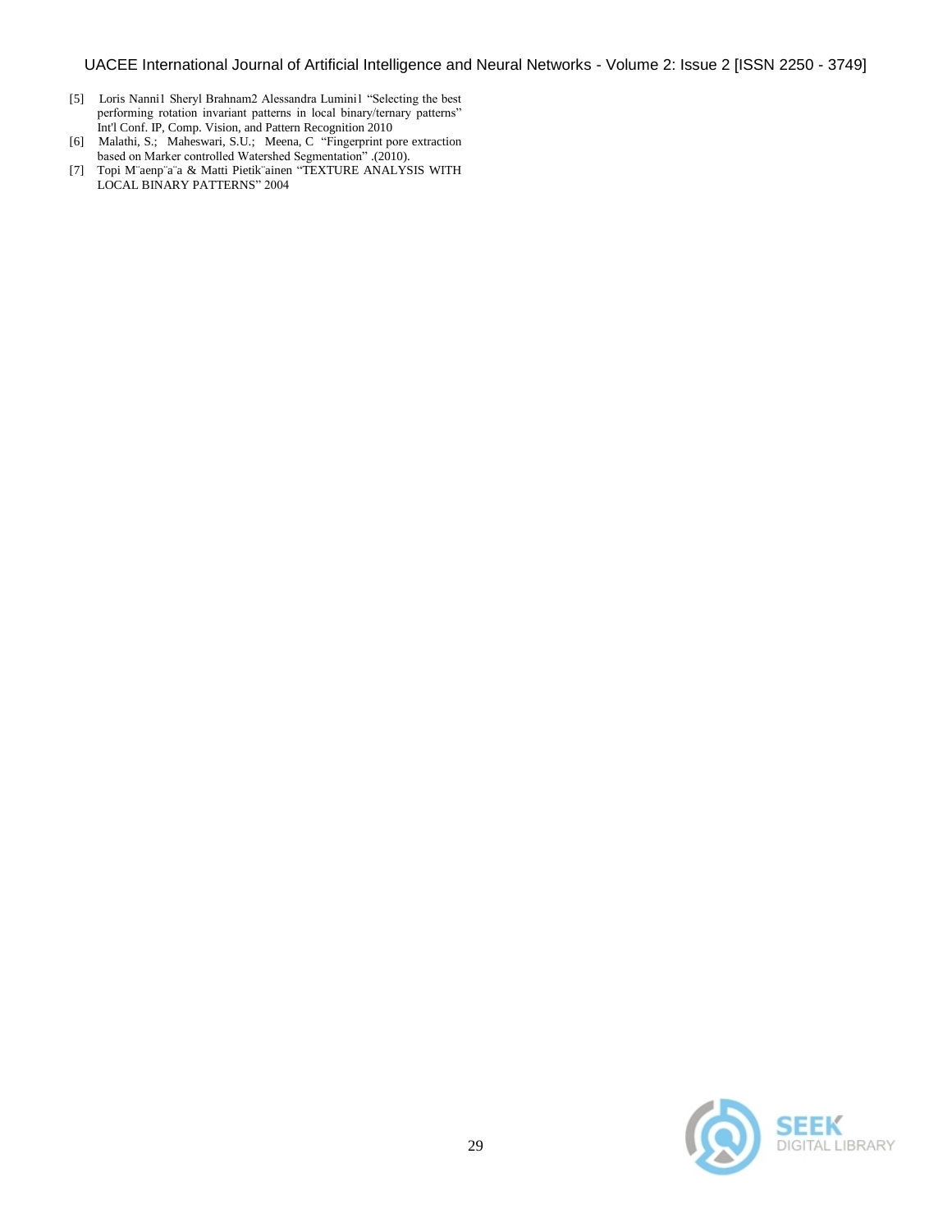[5] Loris Nanni1 Sheryl Brahnam2 Alessandra Lumini1 "Selecting the best performing rotation invariant patterns in local binary/ternary patterns" Int'l Conf. IP, Comp. Vision, and Pattern Recognition 2010

[6] Malathi, S.; Maheswari, S.U.; Meena, C "Fingerprint pore extraction based on Marker controlled Watershed Segmentation" .(2010).

[7] Topi M¨aenp¨a¨a & Matti Pietik¨ainen "TEXTURE ANALYSIS WITH LOCAL BINARY PATTERNS" 2004